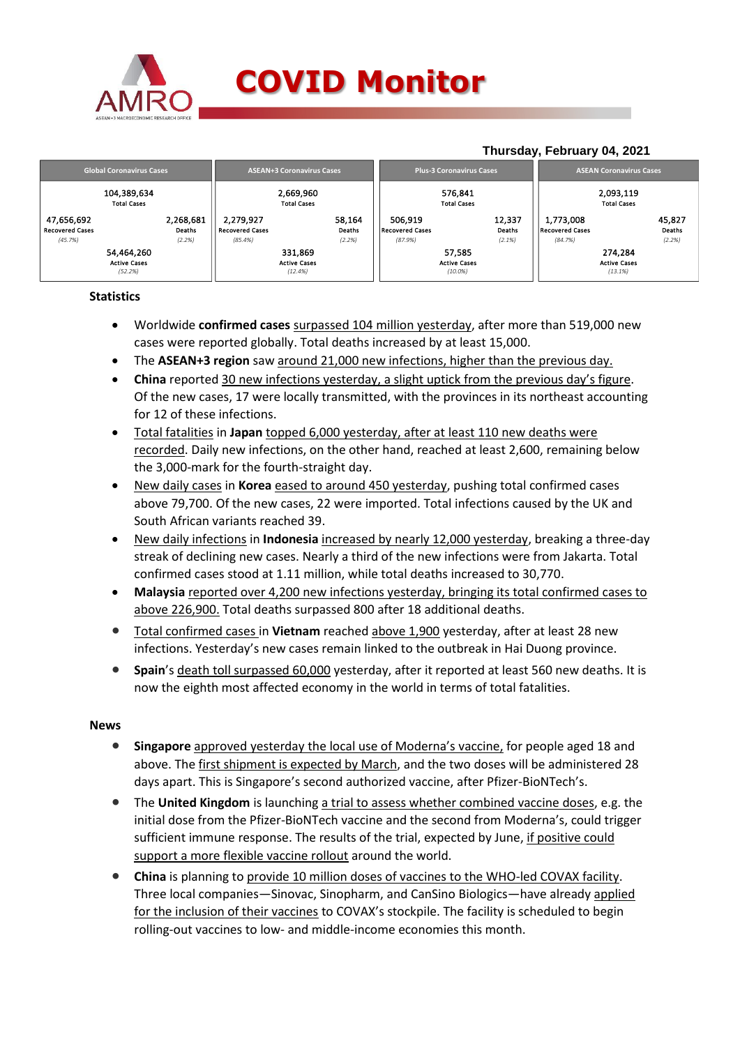# COVID Monitor

**Thursday, February 04, 2021**

| Global Coronavirus Cases | | ASEAN+3 Coronavirus Cases | | Plus-3 Coronavirus Cases | | ASEAN Coronavirus Cases | |
|---|---|---|---|---|---|---|---|
| 104,389,634 Total Cases | | 2,669,960 Total Cases | | 576,841 Total Cases | | 2,093,119 Total Cases | |
| 47,656,692 Recovered Cases *(45.7%)* | 2,268,681 Deaths *(2.2%)* | 2,279,927 Recovered Cases *(85.4%)* | 58,164 Deaths *(2.2%)* | 506,919 Recovered Cases *(87.9%)* | 12,337 Deaths *(2.1%)* | 1,773,008 Recovered Cases *(84.7%)* | 45,827 Deaths *(2.2%)* |
| 54,464,260 Active Cases *(52.2%)* | | 331,869 Active Cases *(12.4%)* | | 57,585 Active Cases *(10.0%)* | | 274,284 Active Cases *(13.1%)* | |

## Statistics

- Worldwide **confirmed cases** surpassed 104 million yesterday, after more than 519,000 new cases were reported globally. Total deaths increased by at least 15,000.
- The **ASEAN+3 region** saw around 21,000 new infections, higher than the previous day.
- **China** reported 30 new infections yesterday, a slight uptick from the previous day's figure. Of the new cases, 17 were locally transmitted, with the provinces in its northeast accounting for 12 of these infections.
- Total fatalities in **Japan** topped 6,000 yesterday, after at least 110 new deaths were recorded. Daily new infections, on the other hand, reached at least 2,600, remaining below the 3,000-mark for the fourth-straight day.
- New daily cases in **Korea** eased to around 450 yesterday, pushing total confirmed cases above 79,700. Of the new cases, 22 were imported. Total infections caused by the UK and South African variants reached 39.
- New daily infections in **Indonesia** increased by nearly 12,000 yesterday, breaking a three-day streak of declining new cases. Nearly a third of the new infections were from Jakarta. Total confirmed cases stood at 1.11 million, while total deaths increased to 30,770.
- **Malaysia** reported over 4,200 new infections yesterday, bringing its total confirmed cases to above 226,900. Total deaths surpassed 800 after 18 additional deaths.
- Total confirmed cases in **Vietnam** reached above 1,900 yesterday, after at least 28 new infections. Yesterday's new cases remain linked to the outbreak in Hai Duong province.
- **Spain**'s death toll surpassed 60,000 yesterday, after it reported at least 560 new deaths. It is now the eighth most affected economy in the world in terms of total fatalities.

## News

- **Singapore** approved yesterday the local use of Moderna's vaccine, for people aged 18 and above. The first shipment is expected by March, and the two doses will be administered 28 days apart. This is Singapore's second authorized vaccine, after Pfizer-BioNTech's.
- The **United Kingdom** is launching a trial to assess whether combined vaccine doses, e.g. the initial dose from the Pfizer-BioNTech vaccine and the second from Moderna's, could trigger sufficient immune response. The results of the trial, expected by June, if positive could support a more flexible vaccine rollout around the world.
- **China** is planning to provide 10 million doses of vaccines to the WHO-led COVAX facility. Three local companies—Sinovac, Sinopharm, and CanSino Biologics—have already applied for the inclusion of their vaccines to COVAX's stockpile. The facility is scheduled to begin rolling-out vaccines to low- and middle-income economies this month.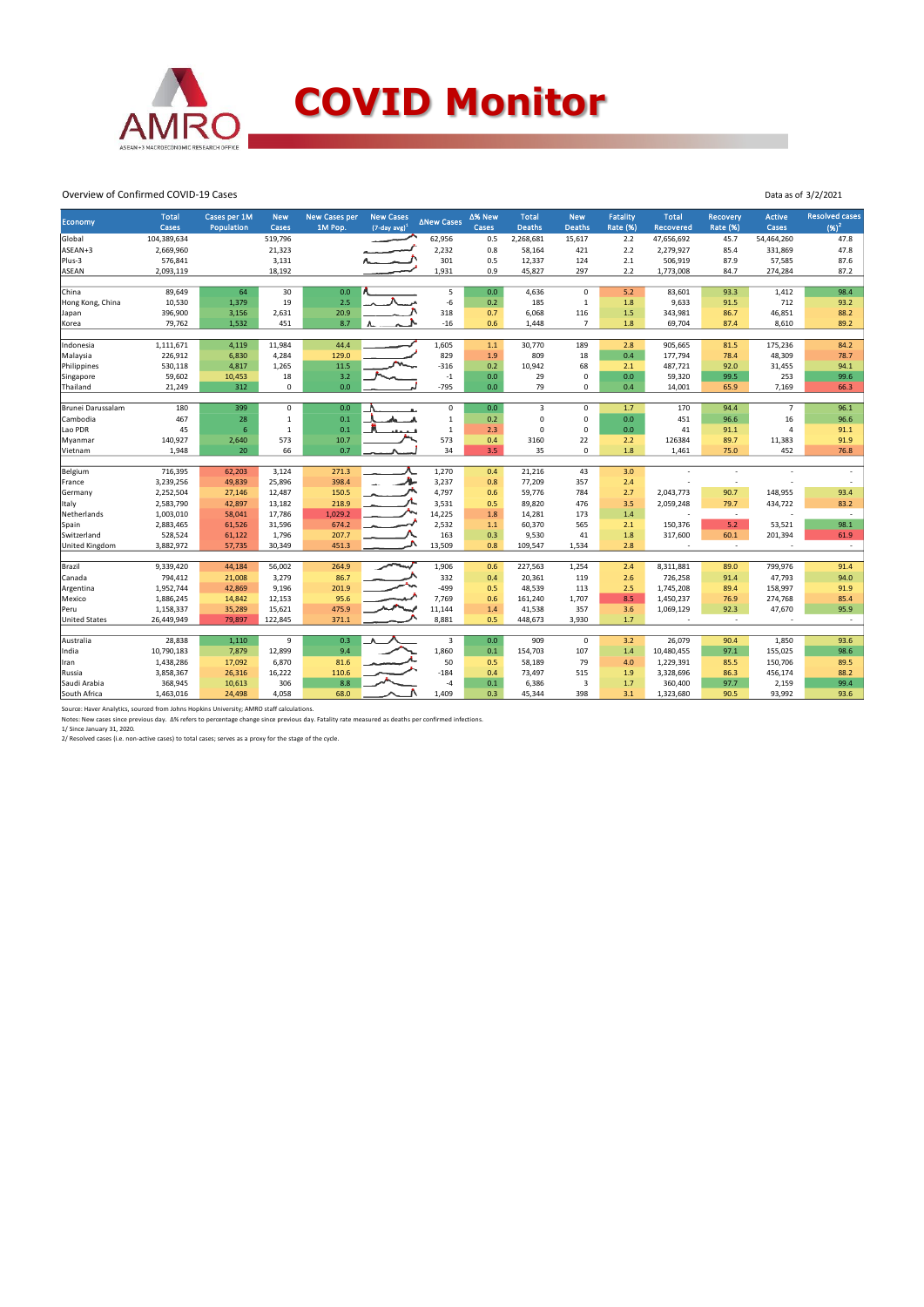# COVID Monitor

Overview of Confirmed COVID-19 Cases

Data as of 3/2/2021

| Economy | Total Cases | Cases per 1M Population | New Cases | New Cases per 1M Pop. | New Cases (7-day avg)[1] | ΔNew Cases | Δ% New Cases | Total Deaths | New Deaths | Fatality Rate (%) | Total Recovered | Recovery Rate (%) | Active Cases | Resolved cases (%)[2] |
|---|---|---|---|---|---|---|---|---|---|---|---|---|---|---|
| Global | 104,389,634 | | 519,796 | | | 62,956 | 0.5 | 2,268,681 | 15,617 | 2.2 | 47,656,692 | 45.7 | 54,464,260 | 47.8 |
| ASEAN+3 | 2,669,960 | | 21,323 | | | 2,232 | 0.8 | 58,164 | 421 | 2.2 | 2,279,927 | 85.4 | 331,869 | 47.8 |
| Plus-3 | 576,841 | | 3,131 | | | 301 | 0.5 | 12,337 | 124 | 2.1 | 506,919 | 87.9 | 57,585 | 87.6 |
| ASEAN | 2,093,119 | | 18,192 | | | 1,931 | 0.9 | 45,827 | 297 | 2.2 | 1,773,008 | 84.7 | 274,284 | 87.2 |
| | | | | | | | | | | | | | | |
| China | 89,649 | 64 | 30 | 0.0 | | 5 | 0.0 | 4,636 | 0 | 5.2 | 83,601 | 93.3 | 1,412 | 98.4 |
| Hong Kong, China | 10,530 | 1,379 | 19 | 2.5 | | -6 | 0.2 | 185 | 1 | 1.8 | 9,633 | 91.5 | 712 | 93.2 |
| Japan | 396,900 | 3,156 | 2,631 | 20.9 | | 318 | 0.7 | 6,068 | 116 | 1.5 | 343,981 | 86.7 | 46,851 | 88.2 |
| Korea | 79,762 | 1,532 | 451 | 8.7 | | -16 | 0.6 | 1,448 | 7 | 1.8 | 69,704 | 87.4 | 8,610 | 89.2 |
| | | | | | | | | | | | | | | |
| Indonesia | 1,111,671 | 4,119 | 11,984 | 44.4 | | 1,605 | 1.1 | 30,770 | 189 | 2.8 | 905,665 | 81.5 | 175,236 | 84.2 |
| Malaysia | 226,912 | 6,830 | 4,284 | 129.0 | | 829 | 1.9 | 809 | 18 | 0.4 | 177,794 | 78.4 | 48,309 | 78.7 |
| Philippines | 530,118 | 4,817 | 1,265 | 11.5 | | -316 | 0.2 | 10,942 | 68 | 2.1 | 487,721 | 92.0 | 31,455 | 94.1 |
| Singapore | 59,602 | 10,453 | 18 | 3.2 | | -1 | 0.0 | 29 | 0 | 0.0 | 59,320 | 99.5 | 253 | 99.6 |
| Thailand | 21,249 | 312 | 0 | 0.0 | | -795 | 0.0 | 79 | 0 | 0.4 | 14,001 | 65.9 | 7,169 | 66.3 |
| | | | | | | | | | | | | | | |
| Brunei Darussalam | 180 | 399 | 0 | 0.0 | | 0 | 0.0 | 3 | 0 | 1.7 | 170 | 94.4 | 7 | 96.1 |
| Cambodia | 467 | 28 | 1 | 0.1 | | 1 | 0.2 | 0 | 0 | 0.0 | 451 | 96.6 | 16 | 96.6 |
| Lao PDR | 45 | 6 | 1 | 0.1 | | 1 | 2.3 | 0 | 0 | 0.0 | 41 | 91.1 | 4 | 91.1 |
| Myanmar | 140,927 | 2,640 | 573 | 10.7 | | 573 | 0.4 | 3160 | 22 | 2.2 | 126384 | 89.7 | 11,383 | 91.9 |
| Vietnam | 1,948 | 20 | 66 | 0.7 | | 34 | 3.5 | 35 | 0 | 1.8 | 1,461 | 75.0 | 452 | 76.8 |
| | | | | | | | | | | | | | | |
| Belgium | 716,395 | 62,203 | 3,124 | 271.3 | | 1,270 | 0.4 | 21,216 | 43 | 3.0 | - | - | - | - |
| France | 3,239,256 | 49,839 | 25,896 | 398.4 | | 3,237 | 0.8 | 77,209 | 357 | 2.4 | - | - | - | - |
| Germany | 2,252,504 | 27,146 | 12,487 | 150.5 | | 4,797 | 0.6 | 59,776 | 784 | 2.7 | 2,043,773 | 90.7 | 148,955 | 93.4 |
| Italy | 2,583,790 | 42,897 | 13,182 | 218.9 | | 3,531 | 0.5 | 89,820 | 476 | 3.5 | 2,059,248 | 79.7 | 434,722 | 83.2 |
| Netherlands | 1,003,010 | 58,041 | 17,786 | 1,029.2 | | 14,225 | 1.8 | 14,281 | 173 | 1.4 | - | - | - | - |
| Spain | 2,883,465 | 61,526 | 31,596 | 674.2 | | 2,532 | 1.1 | 60,370 | 565 | 2.1 | 150,376 | 5.2 | 53,521 | 98.1 |
| Switzerland | 528,524 | 61,122 | 1,796 | 207.7 | | 163 | 0.3 | 9,530 | 41 | 1.8 | 317,600 | 60.1 | 201,394 | 61.9 |
| United Kingdom | 3,882,972 | 57,735 | 30,349 | 451.3 | | 13,509 | 0.8 | 109,547 | 1,534 | 2.8 | - | - | - | - |
| | | | | | | | | | | | | | | |
| Brazil | 9,339,420 | 44,184 | 56,002 | 264.9 | | 1,906 | 0.6 | 227,563 | 1,254 | 2.4 | 8,311,881 | 89.0 | 799,976 | 91.4 |
| Canada | 794,412 | 21,008 | 3,279 | 86.7 | | 332 | 0.4 | 20,361 | 119 | 2.6 | 726,258 | 91.4 | 47,793 | 94.0 |
| Argentina | 1,952,744 | 42,869 | 9,196 | 201.9 | | -499 | 0.5 | 48,539 | 113 | 2.5 | 1,745,208 | 89.4 | 158,997 | 91.9 |
| Mexico | 1,886,245 | 14,842 | 12,153 | 95.6 | | 7,769 | 0.6 | 161,240 | 1,707 | 8.5 | 1,450,237 | 76.9 | 274,768 | 85.4 |
| Peru | 1,158,337 | 35,289 | 15,621 | 475.9 | | 11,144 | 1.4 | 41,538 | 357 | 3.6 | 1,069,129 | 92.3 | 47,670 | 95.9 |
| United States | 26,449,949 | 79,897 | 122,845 | 371.1 | | 8,881 | 0.5 | 448,673 | 3,930 | 1.7 | - | - | - | - |
| | | | | | | | | | | | | | | |
| Australia | 28,838 | 1,110 | 9 | 0.3 | | 3 | 0.0 | 909 | 0 | 3.2 | 26,079 | 90.4 | 1,850 | 93.6 |
| India | 10,790,183 | 7,879 | 12,899 | 9.4 | | 1,860 | 0.1 | 154,703 | 107 | 1.4 | 10,480,455 | 97.1 | 155,025 | 98.6 |
| Iran | 1,438,286 | 17,092 | 6,870 | 81.6 | | 50 | 0.5 | 58,189 | 79 | 4.0 | 1,229,391 | 85.5 | 150,706 | 89.5 |
| Russia | 3,858,367 | 26,316 | 16,222 | 110.6 | | -184 | 0.4 | 73,497 | 515 | 1.9 | 3,328,696 | 86.3 | 456,174 | 88.2 |
| Saudi Arabia | 368,945 | 10,613 | 306 | 8.8 | | -4 | 0.1 | 6,386 | 3 | 1.7 | 360,400 | 97.7 | 2,159 | 99.4 |
| South Africa | 1,463,016 | 24,498 | 4,058 | 68.0 | | 1,409 | 0.3 | 45,344 | 398 | 3.1 | 1,323,680 | 90.5 | 93,992 | 93.6 |

Source: Haver Analytics, sourced from Johns Hopkins University; AMRO staff calculations.

Notes: New cases since previous day. Δ% refers to percentage change since previous day. Fatality rate measured as deaths per confirmed infections.

1/ Since January 31, 2020.

2/ Resolved cases (i.e. non-active cases) to total cases; serves as a proxy for the stage of the cycle.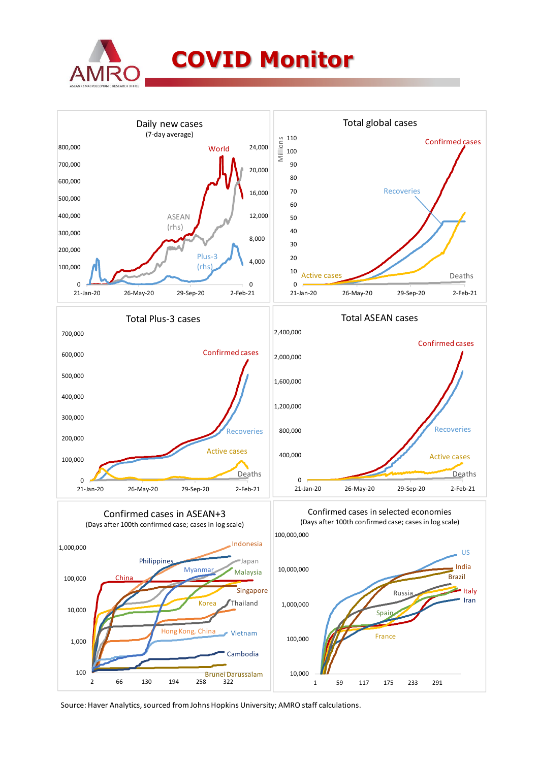AMRO

ASEAN+3 MACROECONOMIC RESEARCH OFFICE

# COVID Monitor

## Daily new cases
(7-day average)

800,000
700,000
600,000
500,000
400,000
300,000
200,000
100,000
0

24,000
20,000
16,000
12,000
8,000
4,000
0

World
ASEAN (rhs)
Plus-3 (rhs)

21-Jan-20
26-May-20
29-Sep-20
2-Feb-21

## Total global cases

Millions
110
100
90
80
70
60
50
40
30
20
10
0

Confirmed cases
Recoveries
Active cases
Deaths

21-Jan-20
26-May-20
29-Sep-20
2-Feb-21

## Total Plus-3 cases

700,000
600,000
500,000
400,000
300,000
200,000
100,000
0

Confirmed cases
Recoveries
Active cases
Deaths

21-Jan-20
26-May-20
29-Sep-20
2-Feb-21

## Total ASEAN cases

2,400,000
2,000,000
1,600,000
1,200,000
800,000
400,000
0

Confirmed cases
Recoveries
Active cases
Deaths

21-Jan-20
26-May-20
29-Sep-20
2-Feb-21

## Confirmed cases in ASEAN+3
(Days after 100th confirmed case; cases in log scale)

1,000,000
100,000
10,000
1,000
100

Indonesia
Philippines
Japan
Myanmar
Malaysia
China
Singapore
Korea
Thailand
Hong Kong, China
Vietnam
Cambodia
Brunei Darussalam

2
66
130
194
258
322

## Confirmed cases in selected economies
(Days after 100th confirmed case; cases in log scale)

100,000,000
10,000,000
1,000,000
100,000
10,000

US
India
Brazil
Russia
Italy
Iran
Spain
France

1
59
117
175
233
291

Source: Haver Analytics, sourced from Johns Hopkins University; AMRO staff calculations.